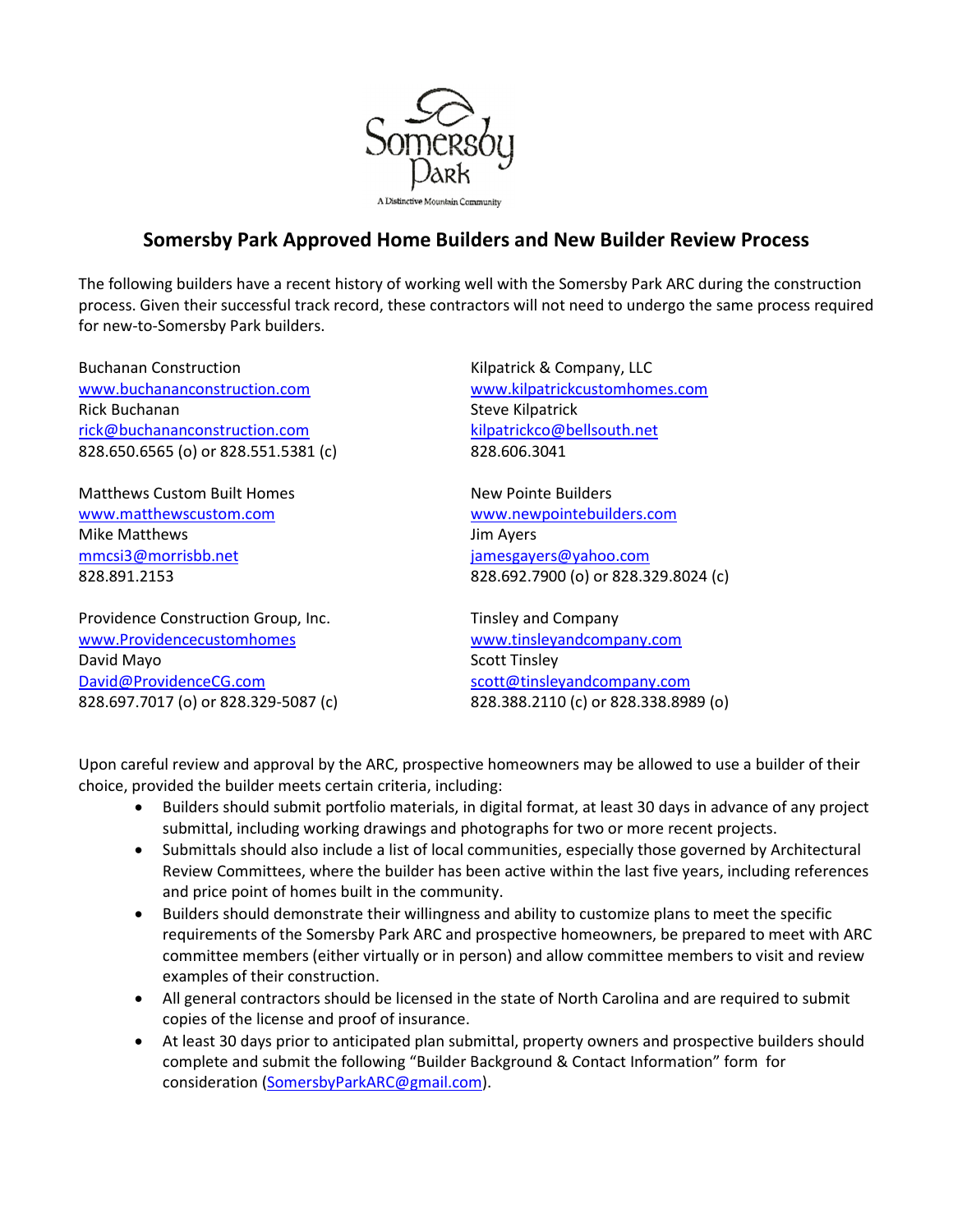Somersby Park

A Distinctive Mountain Community

# Somersby Park Approved Home Builders and New Builder Review Process

The following builders have a recent history of working well with the Somersby Park ARC during the construction process. Given their successful track record, these contractors will not need to undergo the same process required for new-to-Somersby Park builders.

Buchanan Construction
www.buchananconstruction.com
Rick Buchanan
rick@buchananconstruction.com
828.650.6565 (o) or 828.551.5381 (c)

Kilpatrick & Company, LLC
www.kilpatrickcustomhomes.com
Steve Kilpatrick
kilpatrickco@bellsouth.net
828.606.3041

Matthews Custom Built Homes
www.matthewscustom.com
Mike Matthews
mmcsi3@morrisbb.net
828.891.2153

New Pointe Builders
www.newpointebuilders.com
Jim Ayers
jamesgayers@yahoo.com
828.692.7900 (o) or 828.329.8024 (c)

Providence Construction Group, Inc.
www.Providencecustomhomes
David Mayo
David@ProvidenceCG.com
828.697.7017 (o) or 828.329-5087 (c)

Tinsley and Company
www.tinsleyandcompany.com
Scott Tinsley
scott@tinsleyandcompany.com
828.388.2110 (c) or 828.338.8989 (o)

Upon careful review and approval by the ARC, prospective homeowners may be allowed to use a builder of their choice, provided the builder meets certain criteria, including:

- Builders should submit portfolio materials, in digital format, at least 30 days in advance of any project submittal, including working drawings and photographs for two or more recent projects.
- Submittals should also include a list of local communities, especially those governed by Architectural Review Committees, where the builder has been active within the last five years, including references and price point of homes built in the community.
- Builders should demonstrate their willingness and ability to customize plans to meet the specific requirements of the Somersby Park ARC and prospective homeowners, be prepared to meet with ARC committee members (either virtually or in person) and allow committee members to visit and review examples of their construction.
- All general contractors should be licensed in the state of North Carolina and are required to submit copies of the license and proof of insurance.
- At least 30 days prior to anticipated plan submittal, property owners and prospective builders should complete and submit the following "Builder Background & Contact Information" form for consideration (SomersbyParkARC@gmail.com).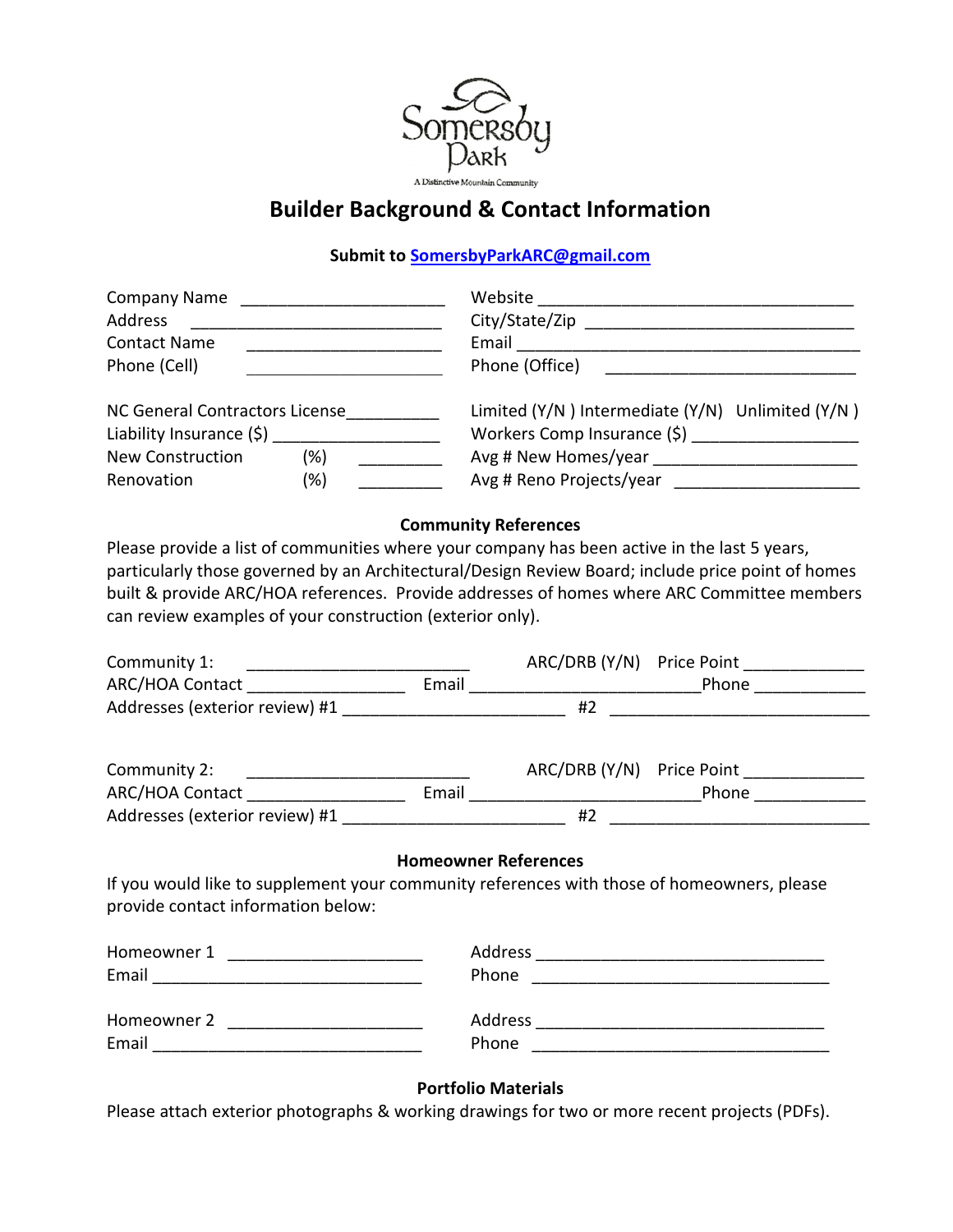Somersby Park

A Distinctive Mountain Community

# Builder Background & Contact Information

**Submit to SomersbyParkARC@gmail.com**

Company Name ______________________ Website ________________________________

Address ___________________________ City/State/Zip ____________________________

Contact Name _____________________ Email _______________________________________

Phone (Cell) _____________________ Phone (Office) ___________________________

NC General Contractors License__________ Limited (Y/N ) Intermediate (Y/N) Unlimited (Y/N )

Liability Insurance ($) __________________ Workers Comp Insurance ($) _________________

New Construction (%) _________ Avg # New Homes/year _____________________

Renovation (%) _________ Avg # Reno Projects/year ___________________

## Community References

Please provide a list of communities where your company has been active in the last 5 years, particularly those governed by an Architectural/Design Review Board; include price point of homes built & provide ARC/HOA references. Provide addresses of homes where ARC Committee members can review examples of your construction (exterior only).

Community 1: ________________________ ARC/DRB (Y/N) Price Point ____________

ARC/HOA Contact ________________ Email _________________________Phone ___________

Addresses (exterior review) #1 ________________________ #2 ____________________________

Community 2: ________________________ ARC/DRB (Y/N) Price Point ____________

ARC/HOA Contact ________________ Email _________________________Phone ___________

Addresses (exterior review) #1 ________________________ #2 ____________________________

## Homeowner References

If you would like to supplement your community references with those of homeowners, please provide contact information below:

Homeowner 1 ____________________ Address _______________________________

Email _____________________________ Phone ________________________________

Homeowner 2 ____________________ Address _______________________________

Email _____________________________ Phone ________________________________

## Portfolio Materials

Please attach exterior photographs & working drawings for two or more recent projects (PDFs).